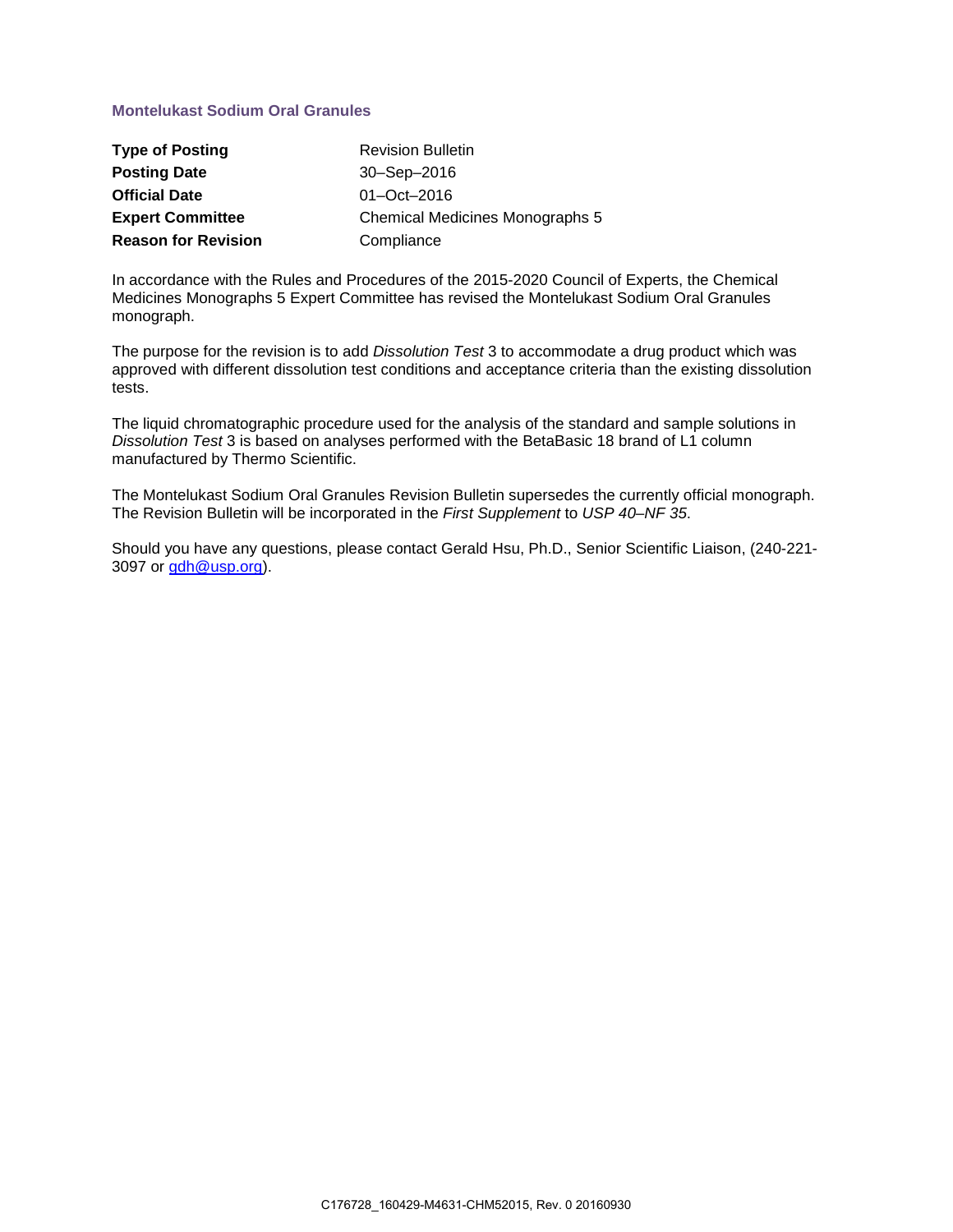## Montelukast Sodium Oral Granules

| | |
|---|---|
| **Type of Posting** | Revision Bulletin |
| **Posting Date** | 30–Sep–2016 |
| **Official Date** | 01–Oct–2016 |
| **Expert Committee** | Chemical Medicines Monographs 5 |
| **Reason for Revision** | Compliance |

In accordance with the Rules and Procedures of the 2015-2020 Council of Experts, the Chemical Medicines Monographs 5 Expert Committee has revised the Montelukast Sodium Oral Granules monograph.

The purpose for the revision is to add *Dissolution Test* 3 to accommodate a drug product which was approved with different dissolution test conditions and acceptance criteria than the existing dissolution tests.

The liquid chromatographic procedure used for the analysis of the standard and sample solutions in *Dissolution Test* 3 is based on analyses performed with the BetaBasic 18 brand of L1 column manufactured by Thermo Scientific.

The Montelukast Sodium Oral Granules Revision Bulletin supersedes the currently official monograph. The Revision Bulletin will be incorporated in the *First Supplement* to *USP 40–NF 35*.

Should you have any questions, please contact Gerald Hsu, Ph.D., Senior Scientific Liaison, (240-221-3097 or gdh@usp.org).

C176728_160429-M4631-CHM52015, Rev. 0 20160930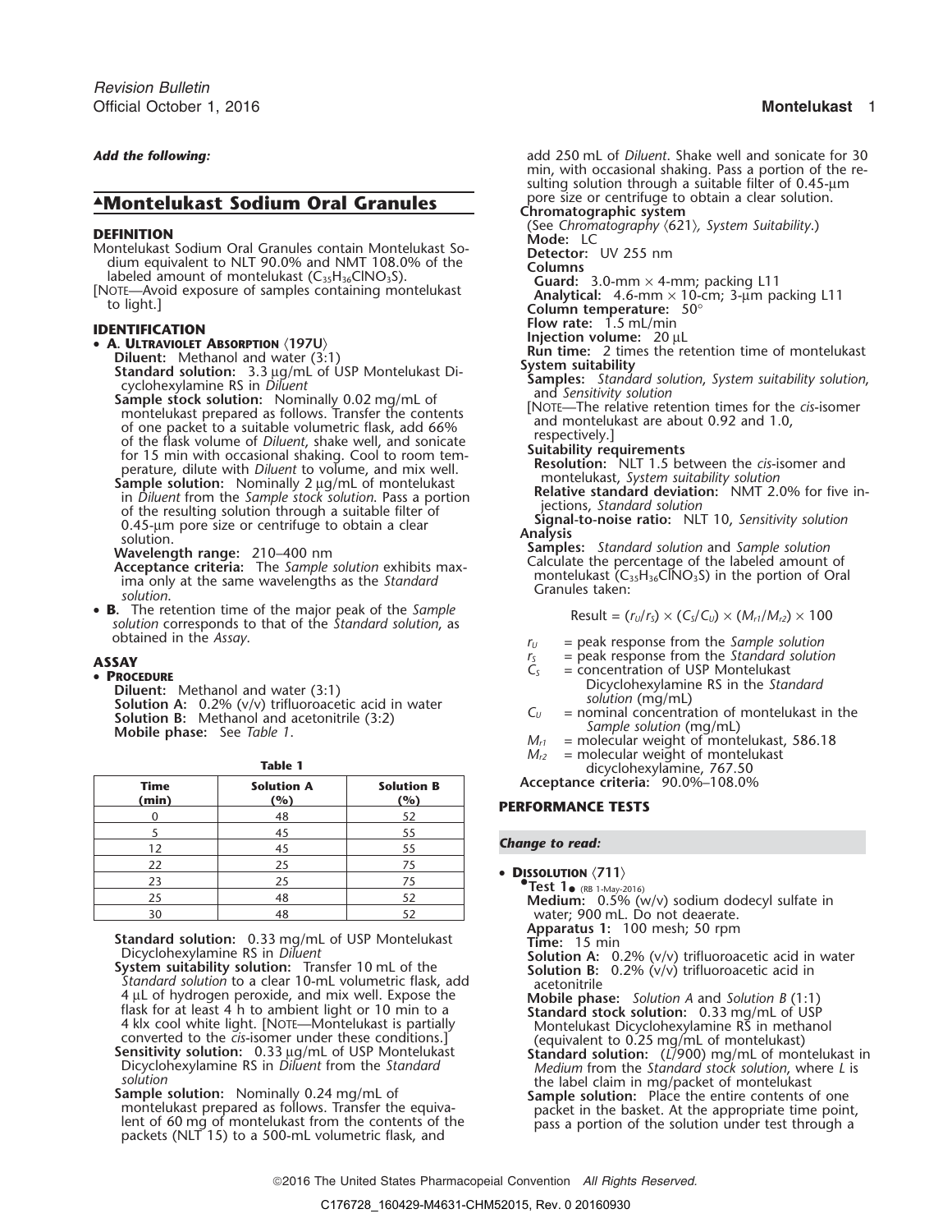*Add the following:*

# ▲Montelukast Sodium Oral Granules

## DEFINITION

Montelukast Sodium Oral Granules contain Montelukast Sodium equivalent to NLT 90.0% and NMT 108.0% of the labeled amount of montelukast ($C_{35}H_{36}ClNO_3S$).

[NOTE—Avoid exposure of samples containing montelukast to light.]

## IDENTIFICATION

- **A. ULTRAVIOLET ABSORPTION ⟨197U⟩**

  **Diluent:** Methanol and water (3:1)

  **Standard solution:** 3.3 µg/mL of USP Montelukast Dicyclohexylamine RS in *Diluent*

  **Sample stock solution:** Nominally 0.02 mg/mL of montelukast prepared as follows. Transfer the contents of one packet to a suitable volumetric flask, add 66% of the flask volume of *Diluent*, shake well, and sonicate for 15 min with occasional shaking. Cool to room temperature, dilute with *Diluent* to volume, and mix well.

  **Sample solution:** Nominally 2 µg/mL of montelukast in *Diluent* from the *Sample stock solution*. Pass a portion of the resulting solution through a suitable filter of 0.45-µm pore size or centrifuge to obtain a clear solution.

  **Wavelength range:** 210–400 nm

  **Acceptance criteria:** The *Sample solution* exhibits maxima only at the same wavelengths as the *Standard solution*.

- **B.** The retention time of the major peak of the *Sample solution* corresponds to that of the *Standard solution*, as obtained in the *Assay*.

## ASSAY

- **PROCEDURE**

  **Diluent:** Methanol and water (3:1)

  **Solution A:** 0.2% (v/v) trifluoroacetic acid in water

  **Solution B:** Methanol and acetonitrile (3:2)

  **Mobile phase:** See *Table 1*.

**Table 1**

| Time (min) | Solution A (%) | Solution B (%) |
|---|---|---|
| 0 | 48 | 52 |
| 5 | 45 | 55 |
| 12 | 45 | 55 |
| 22 | 25 | 75 |
| 23 | 25 | 75 |
| 25 | 48 | 52 |
| 30 | 48 | 52 |

**Standard solution:** 0.33 mg/mL of USP Montelukast Dicyclohexylamine RS in *Diluent*

**System suitability solution:** Transfer 10 mL of the *Standard solution* to a clear 10-mL volumetric flask, add 4 µL of hydrogen peroxide, and mix well. Expose the flask for at least 4 h to ambient light or 10 min to a 4 klx cool white light. [NOTE—Montelukast is partially converted to the *cis*-isomer under these conditions.]

**Sensitivity solution:** 0.33 µg/mL of USP Montelukast Dicyclohexylamine RS in *Diluent* from the *Standard solution*

**Sample solution:** Nominally 0.24 mg/mL of montelukast prepared as follows. Transfer the equivalent of 60 mg of montelukast from the contents of the packets (NLT 15) to a 500-mL volumetric flask, and add 250 mL of *Diluent*. Shake well and sonicate for 30 min, with occasional shaking. Pass a portion of the resulting solution through a suitable filter of 0.45-µm pore size or centrifuge to obtain a clear solution.

**Chromatographic system**

(See *Chromatography* ⟨621⟩, *System Suitability*.)

**Mode:** LC

**Detector:** UV 255 nm

**Columns**

**Guard:** 3.0-mm × 4-mm; packing L11

**Analytical:** 4.6-mm × 10-cm; 3-µm packing L11

**Column temperature:** 50°

**Flow rate:** 1.5 mL/min

**Injection volume:** 20 µL

**Run time:** 2 times the retention time of montelukast

**System suitability**

**Samples:** *Standard solution*, *System suitability solution*, and *Sensitivity solution*

[NOTE—The relative retention times for the *cis*-isomer and montelukast are about 0.92 and 1.0, respectively.]

**Suitability requirements**

**Resolution:** NLT 1.5 between the *cis*-isomer and montelukast, *System suitability solution*

**Relative standard deviation:** NMT 2.0% for five injections, *Standard solution*

**Signal-to-noise ratio:** NLT 10, *Sensitivity solution*

**Analysis**

**Samples:** *Standard solution* and *Sample solution*

Calculate the percentage of the labeled amount of montelukast ($C_{35}H_{36}ClNO_3S$) in the portion of Oral Granules taken:

$$\text{Result} = (r_U/r_S) \times (C_S/C_U) \times (M_{r1}/M_{r2}) \times 100$$

$r_U$ = peak response from the *Sample solution*

$r_S$ = peak response from the *Standard solution*

$C_S$ = concentration of USP Montelukast Dicyclohexylamine RS in the *Standard solution* (mg/mL)

$C_U$ = nominal concentration of montelukast in the *Sample solution* (mg/mL)

$M_{r1}$ = molecular weight of montelukast, 586.18

$M_{r2}$ = molecular weight of montelukast dicyclohexylamine, 767.50

**Acceptance criteria:** 90.0%–108.0%

## PERFORMANCE TESTS

*Change to read:*

- **DISSOLUTION ⟨711⟩**

  •**Test 1**• (RB 1-May-2016)

  **Medium:** 0.5% (w/v) sodium dodecyl sulfate in water; 900 mL. Do not deaerate.

  **Apparatus 1:** 100 mesh; 50 rpm

  **Time:** 15 min

  **Solution A:** 0.2% (v/v) trifluoroacetic acid in water

  **Solution B:** 0.2% (v/v) trifluoroacetic acid in acetonitrile

  **Mobile phase:** *Solution A* and *Solution B* (1:1)

  **Standard stock solution:** 0.33 mg/mL of USP Montelukast Dicyclohexylamine RS in methanol (equivalent to 0.25 mg/mL of montelukast)

  **Standard solution:** ($L$/900) mg/mL of montelukast in *Medium* from the *Standard stock solution*, where $L$ is the label claim in mg/packet of montelukast

  **Sample solution:** Place the entire contents of one packet in the basket. At the appropriate time point, pass a portion of the solution under test through a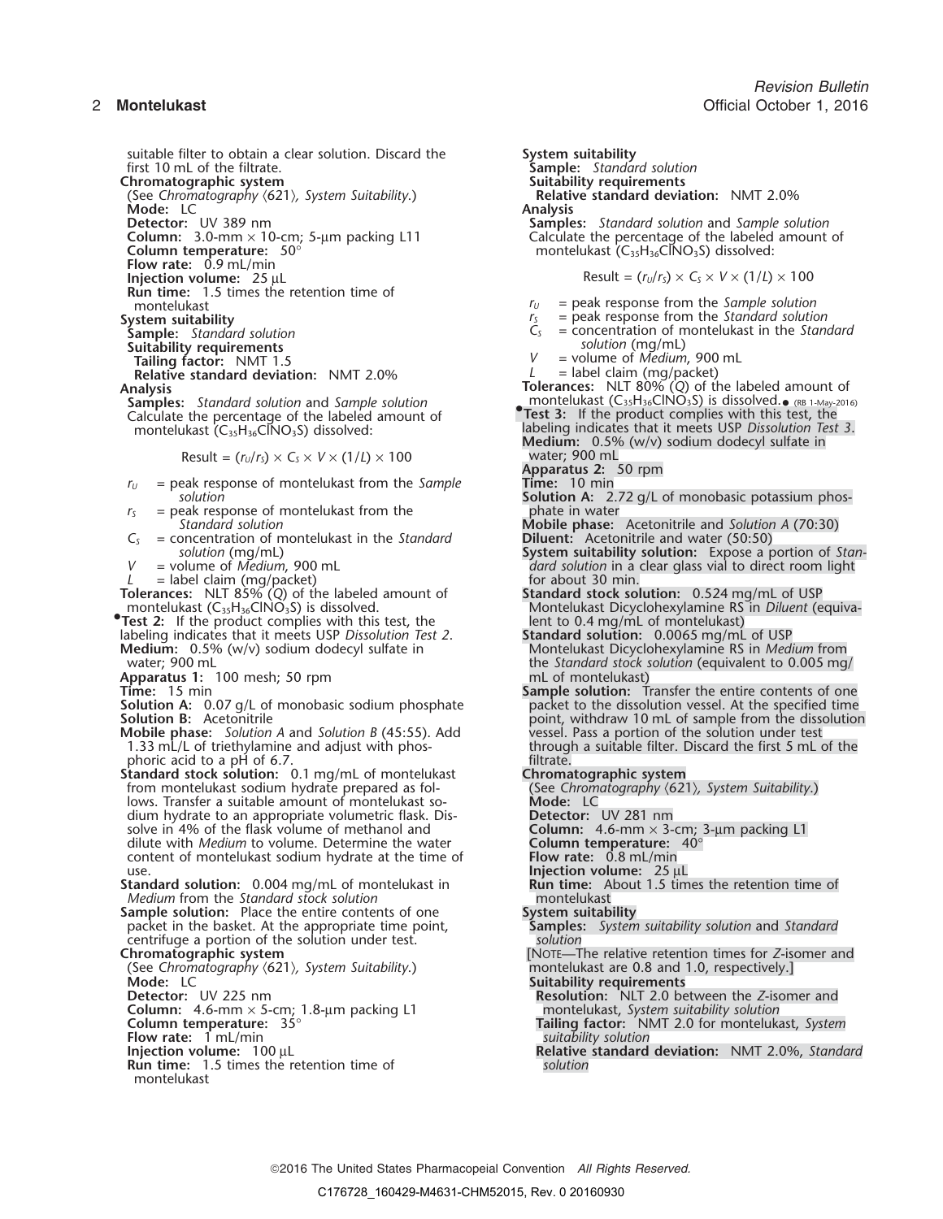suitable filter to obtain a clear solution. Discard the first 10 mL of the filtrate.

**Chromatographic system**

(See *Chromatography* ⟨621⟩, *System Suitability*.)

**Mode:** LC

**Detector:** UV 389 nm

**Column:** 3.0-mm × 10-cm; 5-µm packing L11

**Column temperature:** 50°

**Flow rate:** 0.9 mL/min

**Injection volume:** 25 µL

**Run time:** 1.5 times the retention time of montelukast

**System suitability**

**Sample:** *Standard solution*

**Suitability requirements**

**Tailing factor:** NMT 1.5

**Relative standard deviation:** NMT 2.0%

**Analysis**

**Samples:** *Standard solution* and *Sample solution*

Calculate the percentage of the labeled amount of montelukast ($C_{35}H_{36}ClNO_3S$) dissolved:

$$\text{Result} = (r_U/r_S) \times C_S \times V \times (1/L) \times 100$$

$r_U$ = peak response of montelukast from the *Sample solution*

$r_S$ = peak response of montelukast from the *Standard solution*

$C_S$ = concentration of montelukast in the *Standard solution* (mg/mL)

$V$ = volume of *Medium*, 900 mL

$L$ = label claim (mg/packet)

**Tolerances:** NLT 85% (*Q*) of the labeled amount of montelukast ($C_{35}H_{36}ClNO_3S$) is dissolved.

•**Test 2:** If the product complies with this test, the labeling indicates that it meets USP *Dissolution Test 2*.

**Medium:** 0.5% (w/v) sodium dodecyl sulfate in water; 900 mL

**Apparatus 1:** 100 mesh; 50 rpm

**Time:** 15 min

**Solution A:** 0.07 g/L of monobasic sodium phosphate

**Solution B:** Acetonitrile

**Mobile phase:** *Solution A* and *Solution B* (45:55). Add 1.33 mL/L of triethylamine and adjust with phosphoric acid to a pH of 6.7.

**Standard stock solution:** 0.1 mg/mL of montelukast from montelukast sodium hydrate prepared as follows. Transfer a suitable amount of montelukast sodium hydrate to an appropriate volumetric flask. Dissolve in 4% of the flask volume of methanol and dilute with *Medium* to volume. Determine the water content of montelukast sodium hydrate at the time of use.

**Standard solution:** 0.004 mg/mL of montelukast in *Medium* from the *Standard stock solution*

**Sample solution:** Place the entire contents of one packet in the basket. At the appropriate time point, centrifuge a portion of the solution under test.

**Chromatographic system**

(See *Chromatography* ⟨621⟩, *System Suitability*.)

**Mode:** LC

**Detector:** UV 225 nm

**Column:** 4.6-mm × 5-cm; 1.8-µm packing L1

**Column temperature:** 35°

**Flow rate:** 1 mL/min

**Injection volume:** 100 µL

**Run time:** 1.5 times the retention time of montelukast

**System suitability**

**Sample:** *Standard solution*

**Suitability requirements**

**Relative standard deviation:** NMT 2.0%

**Analysis**

**Samples:** *Standard solution* and *Sample solution*

Calculate the percentage of the labeled amount of montelukast ($C_{35}H_{36}ClNO_3S$) dissolved:

$$\text{Result} = (r_U/r_S) \times C_S \times V \times (1/L) \times 100$$

$r_U$ = peak response from the *Sample solution*

$r_S$ = peak response from the *Standard solution*

$C_S$ = concentration of montelukast in the *Standard solution* (mg/mL)

$V$ = volume of *Medium*, 900 mL

$L$ = label claim (mg/packet)

**Tolerances:** NLT 80% (*Q*) of the labeled amount of montelukast ($C_{35}H_{36}ClNO_3S$) is dissolved.• (RB 1-May-2016)

•**Test 3:** If the product complies with this test, the labeling indicates that it meets USP *Dissolution Test 3*.

**Medium:** 0.5% (w/v) sodium dodecyl sulfate in water; 900 mL

**Apparatus 2:** 50 rpm

**Time:** 10 min

**Solution A:** 2.72 g/L of monobasic potassium phosphate in water

**Mobile phase:** Acetonitrile and *Solution A* (70:30)

**Diluent:** Acetonitrile and water (50:50)

**System suitability solution:** Expose a portion of *Standard solution* in a clear glass vial to direct room light for about 30 min.

**Standard stock solution:** 0.524 mg/mL of USP Montelukast Dicyclohexylamine RS in *Diluent* (equivalent to 0.4 mg/mL of montelukast)

**Standard solution:** 0.0065 mg/mL of USP Montelukast Dicyclohexylamine RS in *Medium* from the *Standard stock solution* (equivalent to 0.005 mg/mL of montelukast)

**Sample solution:** Transfer the entire contents of one packet to the dissolution vessel. At the specified time point, withdraw 10 mL of sample from the dissolution vessel. Pass a portion of the solution under test through a suitable filter. Discard the first 5 mL of the filtrate.

**Chromatographic system**

(See *Chromatography* ⟨621⟩, *System Suitability*.)

**Mode:** LC

**Detector:** UV 281 nm

**Column:** 4.6-mm × 3-cm; 3-µm packing L1

**Column temperature:** 40°

**Flow rate:** 0.8 mL/min

**Injection volume:** 25 µL

**Run time:** About 1.5 times the retention time of montelukast

**System suitability**

**Samples:** *System suitability solution* and *Standard solution*

[NOTE—The relative retention times for *Z*-isomer and montelukast are 0.8 and 1.0, respectively.]

**Suitability requirements**

**Resolution:** NLT 2.0 between the *Z*-isomer and montelukast, *System suitability solution*

**Tailing factor:** NMT 2.0 for montelukast, *System suitability solution*

**Relative standard deviation:** NMT 2.0%, *Standard solution*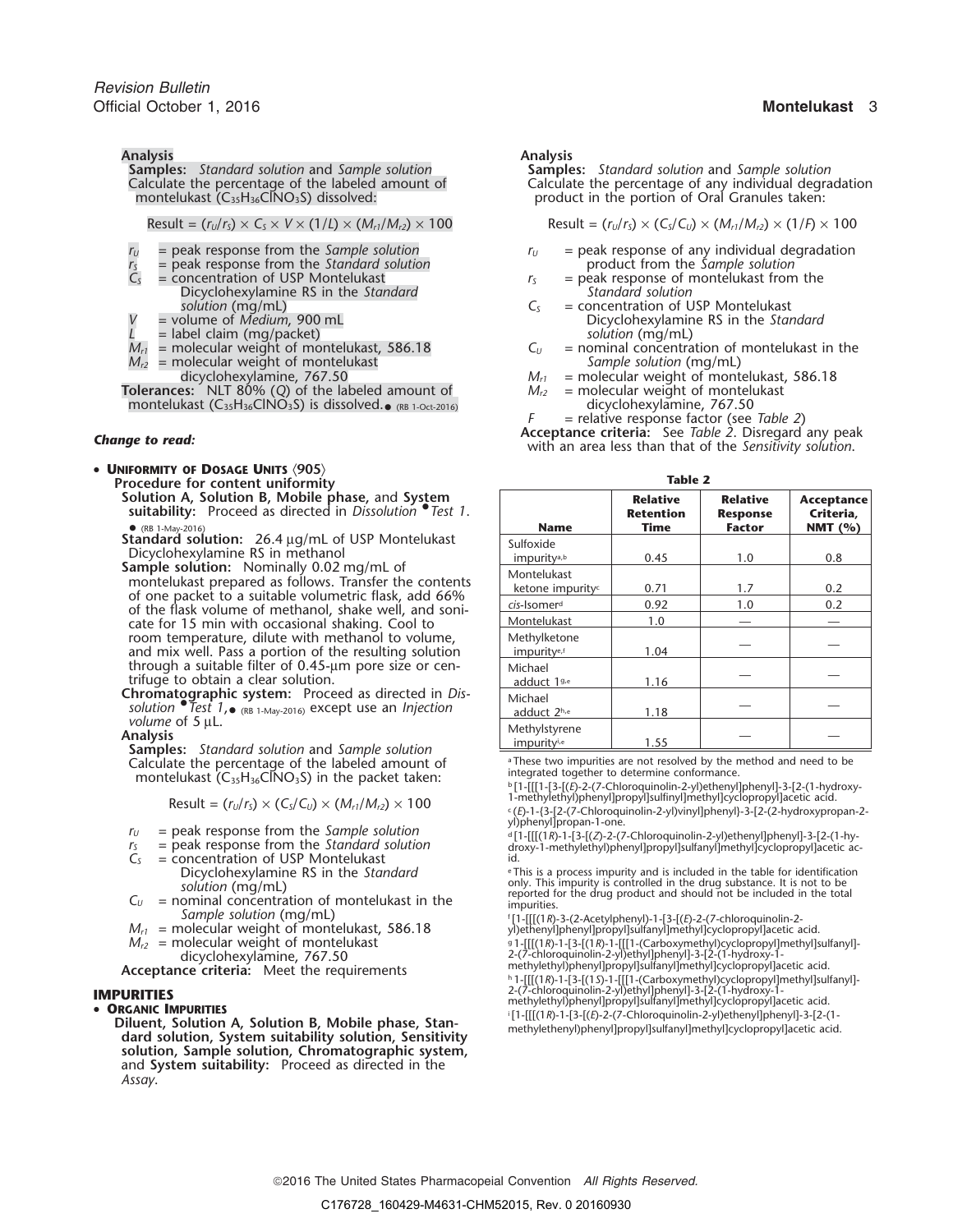**Analysis**

**Samples:** *Standard solution* and *Sample solution*

Calculate the percentage of the labeled amount of montelukast ($C_{35}H_{36}ClNO_3S$) dissolved:

$$\text{Result} = (r_U/r_S) \times C_S \times V \times (1/L) \times (M_{r1}/M_{r2}) \times 100$$

$r_U$ = peak response from the *Sample solution*
$r_S$ = peak response from the *Standard solution*
$C_S$ = concentration of USP Montelukast Dicyclohexylamine RS in the *Standard solution* (mg/mL)
$V$ = volume of *Medium*, 900 mL
$L$ = label claim (mg/packet)
$M_{r1}$ = molecular weight of montelukast, 586.18
$M_{r2}$ = molecular weight of montelukast dicyclohexylamine, 767.50

**Tolerances:** NLT 80% (*Q*) of the labeled amount of montelukast ($C_{35}H_{36}ClNO_3S$) is dissolved.● (RB 1-Oct-2016)

***Change to read:***

• **Uniformity of Dosage Units** ⟨905⟩

**Procedure for content uniformity**

**Solution A, Solution B, Mobile phase,** and **System suitability:** Proceed as directed in *Dissolution* ●*Test 1*.● (RB 1-May-2016)

**Standard solution:** 26.4 µg/mL of USP Montelukast Dicyclohexylamine RS in methanol

**Sample solution:** Nominally 0.02 mg/mL of montelukast prepared as follows. Transfer the contents of one packet to a suitable volumetric flask, add 66% of the flask volume of methanol, shake well, and sonicate for 15 min with occasional shaking. Cool to room temperature, dilute with methanol to volume, and mix well. Pass a portion of the resulting solution through a suitable filter of 0.45-µm pore size or centrifuge to obtain a clear solution.

**Chromatographic system:** Proceed as directed in *Dissolution* ●*Test 1*,● (RB 1-May-2016) except use an *Injection volume* of 5 µL.

**Analysis**

**Samples:** *Standard solution* and *Sample solution*

Calculate the percentage of the labeled amount of montelukast ($C_{35}H_{36}ClNO_3S$) in the packet taken:

$$\text{Result} = (r_U/r_S) \times (C_S/C_U) \times (M_{r1}/M_{r2}) \times 100$$

$r_U$ = peak response from the *Sample solution*
$r_S$ = peak response from the *Standard solution*
$C_S$ = concentration of USP Montelukast Dicyclohexylamine RS in the *Standard solution* (mg/mL)
$C_U$ = nominal concentration of montelukast in the *Sample solution* (mg/mL)
$M_{r1}$ = molecular weight of montelukast, 586.18
$M_{r2}$ = molecular weight of montelukast dicyclohexylamine, 767.50

**Acceptance criteria:** Meet the requirements

## IMPURITIES

• **Organic Impurities**

**Diluent, Solution A, Solution B, Mobile phase, Standard solution, System suitability solution, Sensitivity solution, Sample solution, Chromatographic system,** and **System suitability:** Proceed as directed in the *Assay*.

**Analysis**

**Samples:** *Standard solution* and *Sample solution*

Calculate the percentage of any individual degradation product in the portion of Oral Granules taken:

$$\text{Result} = (r_U/r_S) \times (C_S/C_U) \times (M_{r1}/M_{r2}) \times (1/F) \times 100$$

$r_U$ = peak response of any individual degradation product from the *Sample solution*
$r_S$ = peak response of montelukast from the *Standard solution*
$C_S$ = concentration of USP Montelukast Dicyclohexylamine RS in the *Standard solution* (mg/mL)
$C_U$ = nominal concentration of montelukast in the *Sample solution* (mg/mL)
$M_{r1}$ = molecular weight of montelukast, 586.18
$M_{r2}$ = molecular weight of montelukast dicyclohexylamine, 767.50
$F$ = relative response factor (see *Table 2*)

**Acceptance criteria:** See *Table 2*. Disregard any peak with an area less than that of the *Sensitivity solution*.

**Table 2**

| Name | Relative Retention Time | Relative Response Factor | Acceptance Criteria, NMT (%) |
|---|---|---|---|
| Sulfoxide impurity[a,b] | 0.45 | 1.0 | 0.8 |
| Montelukast ketone impurity[c] | 0.71 | 1.7 | 0.2 |
| *cis*-Isomer[d] | 0.92 | 1.0 | 0.2 |
| Montelukast | 1.0 | — | — |
| Methylketone impurity[e,f] | 1.04 | — | — |
| Michael adduct 1[g,e] | 1.16 | — | — |
| Michael adduct 2[h,e] | 1.18 | — | — |
| Methylstyrene impurity[i,e] | 1.55 | — | — |

[a] These two impurities are not resolved by the method and need to be integrated together to determine conformance.

[b] [1-[[[1-[3-[(*E*)-2-(7-Chloroquinolin-2-yl)ethenyl]phenyl]-3-[2-(1-hydroxy-1-methylethyl)phenyl]propyl]sulfinyl]methyl]cyclopropyl]acetic acid.

[c] (*E*)-1-{3-[2-(7-Chloroquinolin-2-yl)vinyl]phenyl}-3-[2-(2-hydroxypropan-2-yl)phenyl]propan-1-one.

[d] [1-[[[(1*R*)-1-[3-[(*Z*)-2-(7-Chloroquinolin-2-yl)ethenyl]phenyl]-3-[2-(1-hydroxy-1-methylethyl)phenyl]propyl]sulfanyl]methyl]cyclopropyl]acetic acid.

[e] This is a process impurity and is included in the table for identification only. This impurity is controlled in the drug substance. It is not to be reported for the drug product and should not be included in the total impurities.

[f] [1-[[[(1*R*)-3-(2-Acetylphenyl)-1-[3-[(*E*)-2-(7-chloroquinolin-2-yl)ethenyl]phenyl]propyl]sulfanyl]methyl]cyclopropyl]acetic acid.

[g] 1-[[[(1*R*)-1-[3-[(1*R*)-1-[[[1-(Carboxymethyl)cyclopropyl]methyl]sulfanyl]-2-(7-chloroquinolin-2-yl)ethyl]phenyl]-3-[2-(1-hydroxy-1-methylethyl)phenyl]propyl]sulfanyl]methyl]cyclopropyl]acetic acid.

[h] 1-[[[(1*R*)-1-[3-[(1*S*)-1-[[[1-(Carboxymethyl)cyclopropyl]methyl]sulfanyl]-2-(7-chloroquinolin-2-yl)ethyl]phenyl]-3-[2-(1-hydroxy-1-methylethyl)phenyl]propyl]sulfanyl]methyl]cyclopropyl]acetic acid.

[i] [1-[[[(1*R*)-1-[3-[(*E*)-2-(7-Chloroquinolin-2-yl)ethenyl]phenyl]-3-[2-(1-methylethenyl)phenyl]propyl]sulfanyl]methyl]cyclopropyl]acetic acid.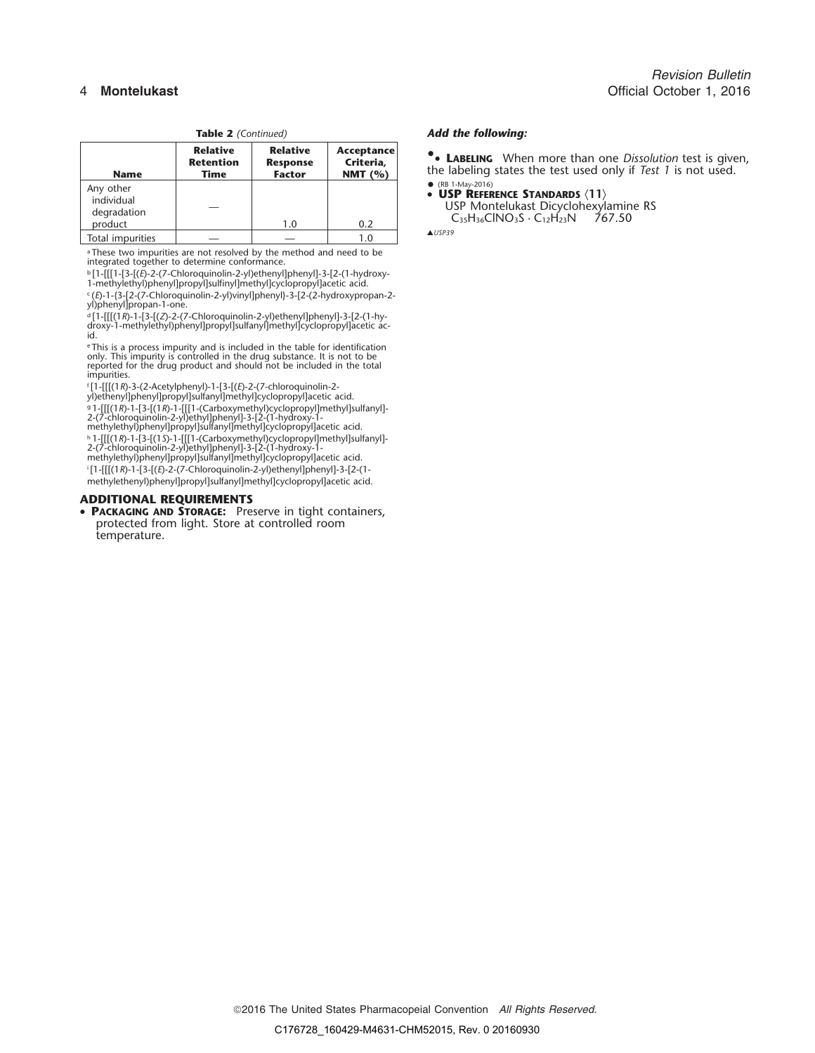**Table 2** *(Continued)*

| Name | Relative Retention Time | Relative Response Factor | Acceptance Criteria, NMT (%) |
|---|---|---|---|
| Any other individual degradation product | — | 1.0 | 0.2 |
| Total impurities | — | — | 1.0 |

[a] These two impurities are not resolved by the method and need to be integrated together to determine conformance.

[b] [1-[[[1-[3-[(*E*)-2-(7-Chloroquinolin-2-yl)ethenyl]phenyl]-3-[2-(1-hydroxy-1-methylethyl)phenyl]propyl]sulfinyl]methyl]cyclopropyl]acetic acid.

[c] (*E*)-1-{3-[2-(7-Chloroquinolin-2-yl)vinyl]phenyl}-3-[2-(2-hydroxypropan-2-yl)phenyl]propan-1-one.

[d] [1-[[[(1*R*)-1-[3-[(*Z*)-2-(7-Chloroquinolin-2-yl)ethenyl]phenyl]-3-[2-(1-hydroxy-1-methylethyl)phenyl]propyl]sulfanyl]methyl]cyclopropyl]acetic acid.

[e] This is a process impurity and is included in the table for identification only. This impurity is controlled in the drug substance. It is not to be reported for the drug product and should not be included in the total impurities.

[f] [1-[[[(1*R*)-3-(2-Acetylphenyl)-1-[3-[(*E*)-2-(7-chloroquinolin-2-yl)ethenyl]phenyl]propyl]sulfanyl]methyl]cyclopropyl]acetic acid.

[g] 1-[[[(1*R*)-1-[3-[(1*R*)-1-[[[1-(Carboxymethyl)cyclopropyl]methyl]sulfanyl]-2-(7-chloroquinolin-2-yl)ethyl]phenyl]-3-[2-(1-hydroxy-1-methylethyl)phenyl]propyl]sulfanyl]methyl]cyclopropyl]acetic acid.

[h] 1-[[[(1*R*)-1-[3-[(1*S*)-1-[[[1-(Carboxymethyl)cyclopropyl]methyl]sulfanyl]-2-(7-chloroquinolin-2-yl)ethyl]phenyl]-3-[2-(1-hydroxy-1-methylethyl)phenyl]propyl]sulfanyl]methyl]cyclopropyl]acetic acid.

[i] [1-[[[(1*R*)-1-[3-[(*E*)-2-(7-Chloroquinolin-2-yl)ethenyl]phenyl]-3-[2-(1-methylethenyl)phenyl]propyl]sulfanyl]methyl]cyclopropyl]acetic acid.

## ADDITIONAL REQUIREMENTS

- **Packaging and Storage:** Preserve in tight containers, protected from light. Store at controlled room temperature.

***Add the following:***

- **Labeling** When more than one *Dissolution* test is given, the labeling states the test used only if *Test 1* is not used. (RB 1-May-2016)
- **USP Reference Standards ⟨11⟩**
  USP Montelukast Dicyclohexylamine RS
  $C_{35}H_{36}ClNO_3S \cdot C_{12}H_{23}N$ 767.50

▲USP39